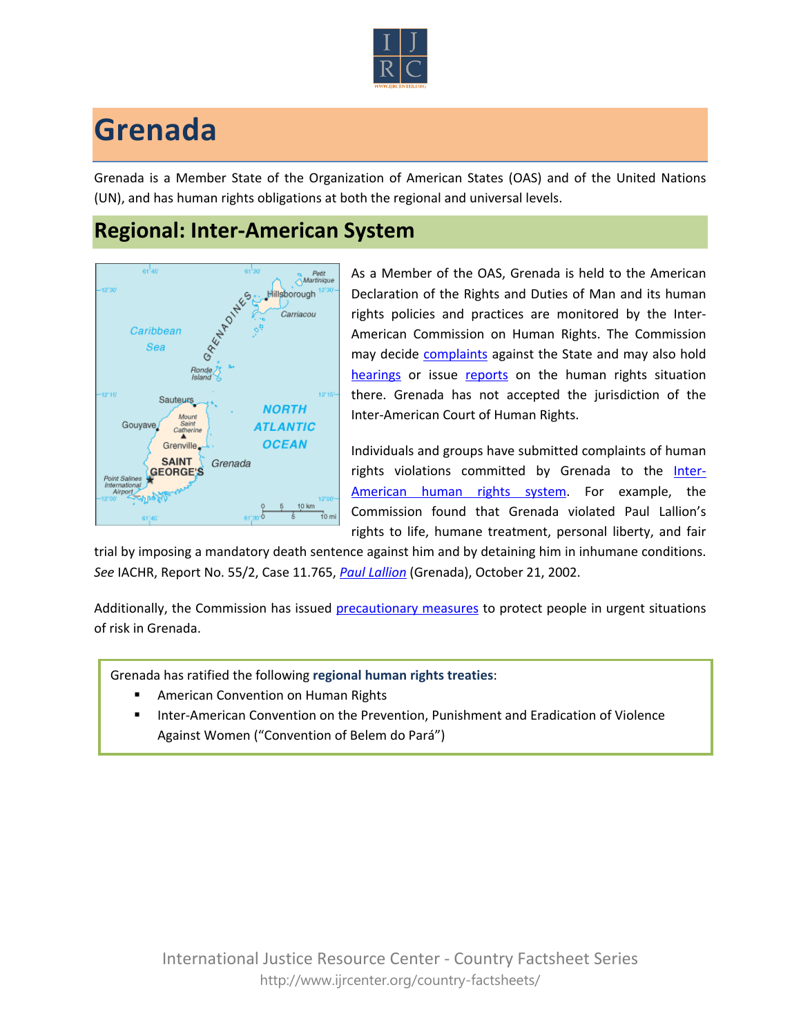# Grenada

Grenada is a Member State of the Organization of American States (OAS) and of the United Nations (UN), and has human rights obligations at both the regional and universal levels.

## Regional: Inter-American System

As a Member of the OAS, Grenada is held to the American Declaration of the Rights and Duties of Man and its human rights policies and practices are monitored by the Inter-American Commission on Human Rights. The Commission may decide complaints against the State and may also hold hearings or issue reports on the human rights situation there. Grenada has not accepted the jurisdiction of the Inter-American Court of Human Rights.

Individuals and groups have submitted complaints of human rights violations committed by Grenada to the Inter-American human rights system. For example, the Commission found that Grenada violated Paul Lallion's rights to life, humane treatment, personal liberty, and fair trial by imposing a mandatory death sentence against him and by detaining him in inhumane conditions. *See* IACHR, Report No. 55/2, Case 11.765, *Paul Lallion* (Grenada), October 21, 2002.

Additionally, the Commission has issued precautionary measures to protect people in urgent situations of risk in Grenada.

Grenada has ratified the following **regional human rights treaties**:

- American Convention on Human Rights
- Inter-American Convention on the Prevention, Punishment and Eradication of Violence Against Women ("Convention of Belem do Pará")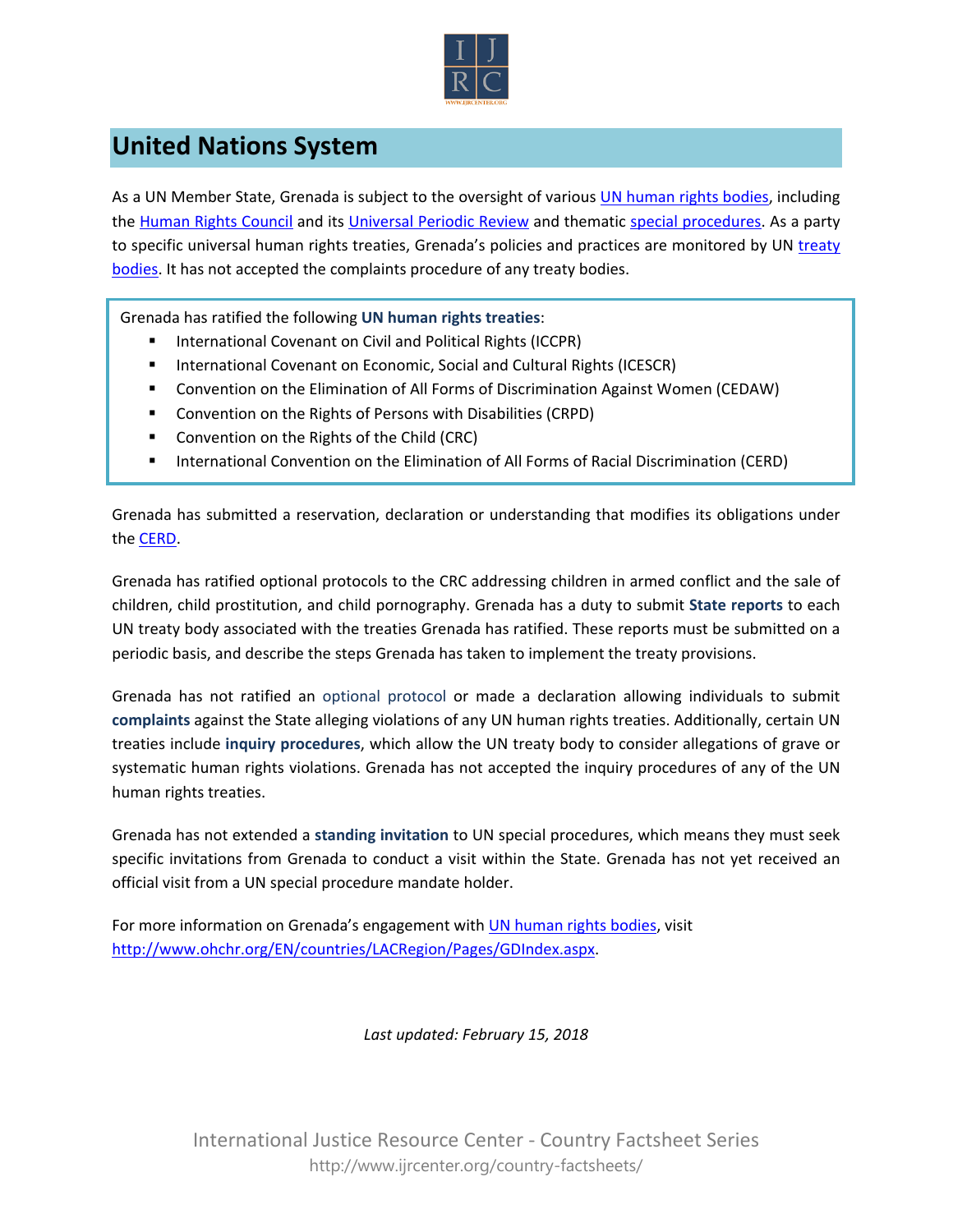## United Nations System

As a UN Member State, Grenada is subject to the oversight of various UN human rights bodies, including the Human Rights Council and its Universal Periodic Review and thematic special procedures. As a party to specific universal human rights treaties, Grenada's policies and practices are monitored by UN treaty bodies. It has not accepted the complaints procedure of any treaty bodies.

Grenada has ratified the following **UN human rights treaties**:

- International Covenant on Civil and Political Rights (ICCPR)
- International Covenant on Economic, Social and Cultural Rights (ICESCR)
- Convention on the Elimination of All Forms of Discrimination Against Women (CEDAW)
- Convention on the Rights of Persons with Disabilities (CRPD)
- Convention on the Rights of the Child (CRC)
- International Convention on the Elimination of All Forms of Racial Discrimination (CERD)

Grenada has submitted a reservation, declaration or understanding that modifies its obligations under the CERD.

Grenada has ratified optional protocols to the CRC addressing children in armed conflict and the sale of children, child prostitution, and child pornography. Grenada has a duty to submit **State reports** to each UN treaty body associated with the treaties Grenada has ratified. These reports must be submitted on a periodic basis, and describe the steps Grenada has taken to implement the treaty provisions.

Grenada has not ratified an optional protocol or made a declaration allowing individuals to submit **complaints** against the State alleging violations of any UN human rights treaties. Additionally, certain UN treaties include **inquiry procedures**, which allow the UN treaty body to consider allegations of grave or systematic human rights violations. Grenada has not accepted the inquiry procedures of any of the UN human rights treaties.

Grenada has not extended a **standing invitation** to UN special procedures, which means they must seek specific invitations from Grenada to conduct a visit within the State. Grenada has not yet received an official visit from a UN special procedure mandate holder.

For more information on Grenada's engagement with UN human rights bodies, visit http://www.ohchr.org/EN/countries/LACRegion/Pages/GDIndex.aspx.

*Last updated: February 15, 2018*